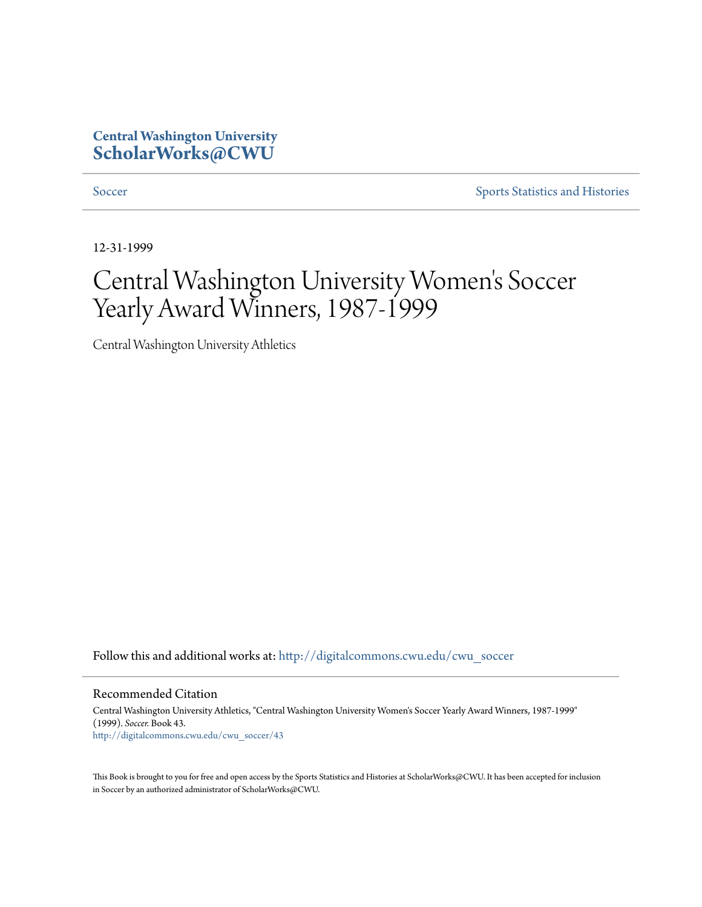**Central Washington University**
**ScholarWorks@CWU**

Soccer | Sports Statistics and Histories

12-31-1999

# Central Washington University Women's Soccer Yearly Award Winners, 1987-1999

Central Washington University Athletics

Follow this and additional works at: http://digitalcommons.cwu.edu/cwu_soccer

## Recommended Citation

Central Washington University Athletics, "Central Washington University Women's Soccer Yearly Award Winners, 1987-1999" (1999). *Soccer.* Book 43.
http://digitalcommons.cwu.edu/cwu_soccer/43

This Book is brought to you for free and open access by the Sports Statistics and Histories at ScholarWorks@CWU. It has been accepted for inclusion in Soccer by an authorized administrator of ScholarWorks@CWU.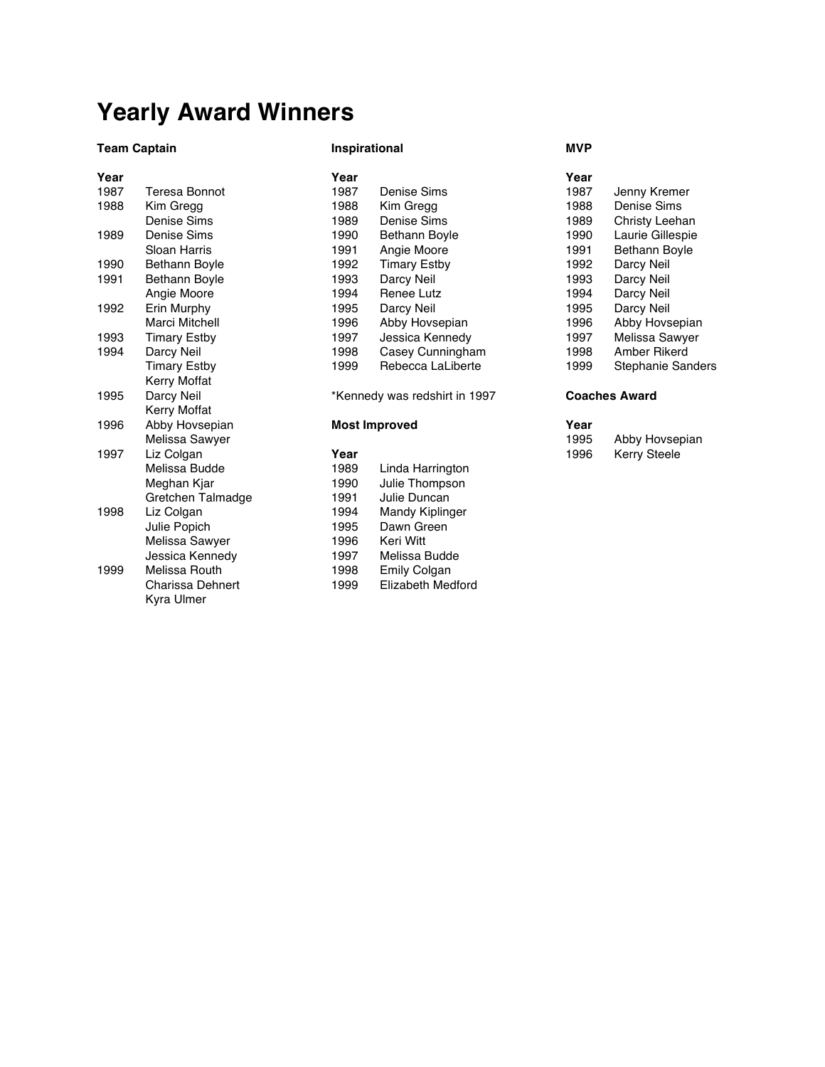# Yearly Award Winners

### Team Captain

| Year | |
|---|---|
| 1987 | Teresa Bonnot |
| 1988 | Kim Gregg |
| | Denise Sims |
| 1989 | Denise Sims |
| | Sloan Harris |
| 1990 | Bethann Boyle |
| 1991 | Bethann Boyle |
| | Angie Moore |
| 1992 | Erin Murphy |
| | Marci Mitchell |
| 1993 | Timary Estby |
| 1994 | Darcy Neil |
| | Timary Estby |
| | Kerry Moffat |
| 1995 | Darcy Neil |
| | Kerry Moffat |
| 1996 | Abby Hovsepian |
| | Melissa Sawyer |
| 1997 | Liz Colgan |
| | Melissa Budde |
| | Meghan Kjar |
| | Gretchen Talmadge |
| 1998 | Liz Colgan |
| | Julie Popich |
| | Melissa Sawyer |
| | Jessica Kennedy |
| 1999 | Melissa Routh |
| | Charissa Dehnert |
| | Kyra Ulmer |

### Inspirational

| Year | |
|---|---|
| 1987 | Denise Sims |
| 1988 | Kim Gregg |
| 1989 | Denise Sims |
| 1990 | Bethann Boyle |
| 1991 | Angie Moore |
| 1992 | Timary Estby |
| 1993 | Darcy Neil |
| 1994 | Renee Lutz |
| 1995 | Darcy Neil |
| 1996 | Abby Hovsepian |
| 1997 | Jessica Kennedy |
| 1998 | Casey Cunningham |
| 1999 | Rebecca LaLiberte |

*Kennedy was redshirt in 1997

### Most Improved

| Year | |
|---|---|
| 1989 | Linda Harrington |
| 1990 | Julie Thompson |
| 1991 | Julie Duncan |
| 1994 | Mandy Kiplinger |
| 1995 | Dawn Green |
| 1996 | Keri Witt |
| 1997 | Melissa Budde |
| 1998 | Emily Colgan |
| 1999 | Elizabeth Medford |

### MVP

| Year | |
|---|---|
| 1987 | Jenny Kremer |
| 1988 | Denise Sims |
| 1989 | Christy Leehan |
| 1990 | Laurie Gillespie |
| 1991 | Bethann Boyle |
| 1992 | Darcy Neil |
| 1993 | Darcy Neil |
| 1994 | Darcy Neil |
| 1995 | Darcy Neil |
| 1996 | Abby Hovsepian |
| 1997 | Melissa Sawyer |
| 1998 | Amber Rikerd |
| 1999 | Stephanie Sanders |

### Coaches Award

| Year | |
|---|---|
| 1995 | Abby Hovsepian |
| 1996 | Kerry Steele |